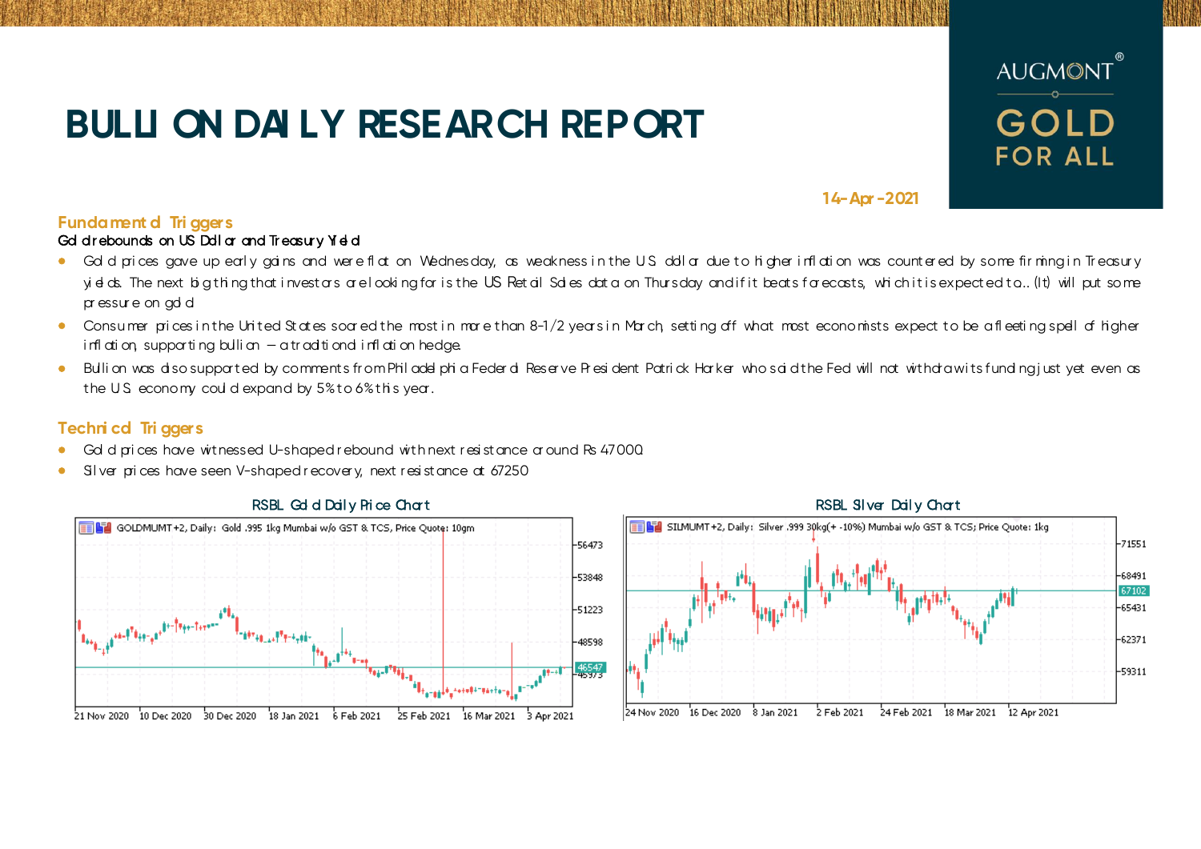# BULLION DAILY RESEARCH REPORT

AUGMONT® GOLD FOR ALL

14-Apr-2021

## Fundamental Triggers

**Gold rebounds on US Dollar and Treasury Yield**

- Gold prices gave up early gains and were flat on Wednesday, as weakness in the U.S. dollar due to higher inflation was countered by some firming in Treasury yields. The next big thing that investors are looking for is the US Retail Sales data on Thursday and if it beats forecasts, which it is expected to.. (It) will put some pressure on gold
- Consumer prices in the United States soared the most in more than 8-1/2 years in March, setting off what most economists expect to be a fleeting spell of higher inflation, supporting bullion – a traditional inflation hedge.
- Bullion was also supported by comments from Philadelphia Federal Reserve President Patrick Harker who said the Fed will not withdraw its funding just yet even as the U.S. economy could expand by 5% to 6% this year.

## Technical Triggers

- Gold prices have witnessed U-shaped rebound with next resistance around Rs 47000
- Silver prices have seen V-shaped recovery, next resistance at 67250

RSBL Gold Daily Price Chart

RSBL Silver Daily Chart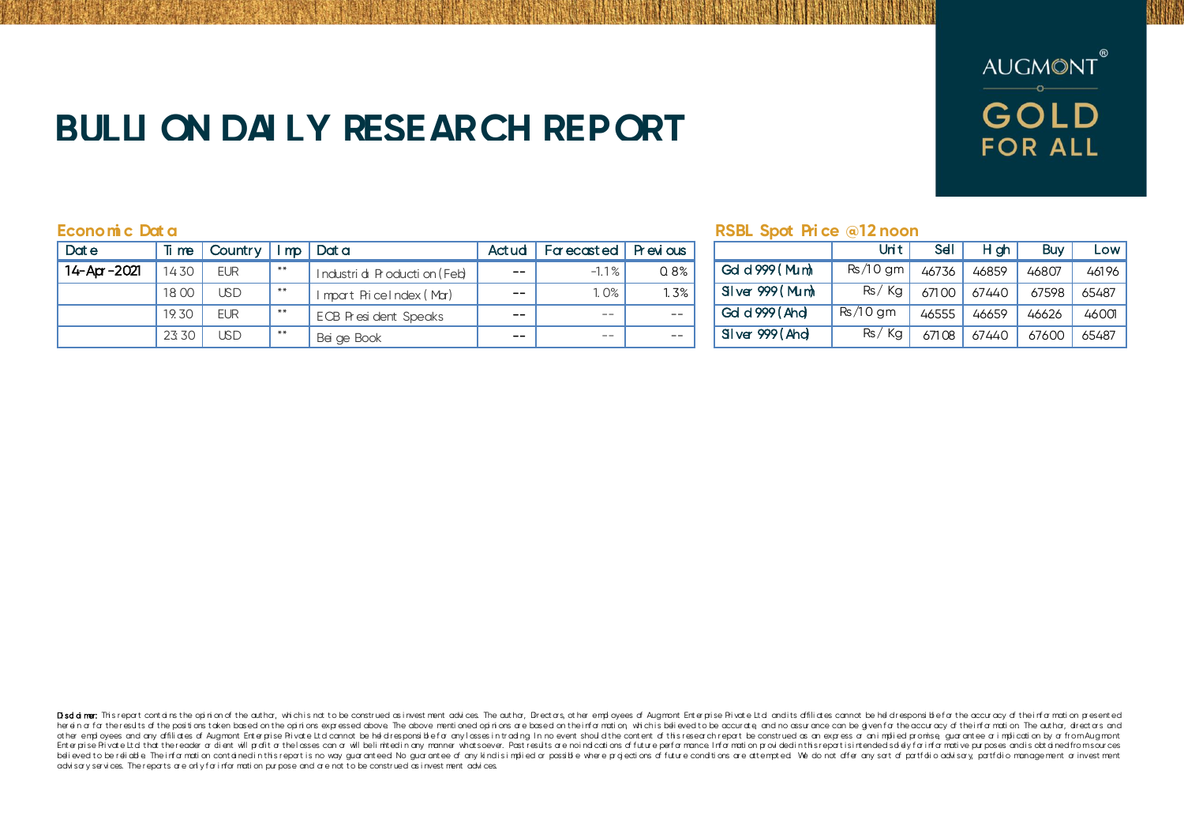# BULLION DAILY RESEARCH REPORT

AUGMONT® GOLD FOR ALL

### Economic Data

| Date | Time | Country | Imp | Data | Actual | Forecasted | Previous |
|---|---|---|---|---|---|---|---|
| 14-Apr-2021 | 14.30 | EUR | ** | Industrial Production (Feb) | -- | -1.1% | 0.8% |
| | 18.00 | USD | ** | Import Price Index (Mar) | -- | 1.0% | 1.3% |
| | 19.30 | EUR | ** | ECB President Speaks | -- | -- | -- |
| | 23.30 | USD | ** | Beige Book | -- | -- | -- |

### RSBL Spot Price @12 noon

| | Unit | Sell | High | Buy | Low |
|---|---|---|---|---|---|
| Gold 999 (Mum) | Rs/10 gm | 46736 | 46859 | 46807 | 46196 |
| Silver 999 (Mum) | Rs/ Kg | 67100 | 67440 | 67598 | 65487 |
| Gold 999 (Ahd) | Rs/10 gm | 46555 | 46659 | 46626 | 46001 |
| Silver 999 (Ahd) | Rs/ Kg | 67108 | 67440 | 67600 | 65487 |

**Disclaimer:** This report contains the opinion of the author, which is not to be construed as investment advices. The author, Directors, other employees of Augmont Enterprise Private Ltd and its affiliates cannot be held responsible for the accuracy of the information presented herein or for the results of the positions taken based on the opinions expressed above. The above mentioned opinions are based on the information, which is believed to be accurate, and no assurance can be given for the accuracy of the information. The author, directors and other employees and any affiliates of Augmont Enterprise Private Ltd cannot be held responsible for any losses in trading. In no event should the content of this research report be construed as an express or an implied promise, guarantee or implication by or from Augmont Enterprise Private Ltd that the reader or client will profit or the losses can or will be limited in any manner whatsoever. Past results are no indications of future performance. Information provided in this report is intended solely for informative purposes and is obtained from sources believed to be reliable. The information contained in this report is no way guaranteed. No guarantee of any kind is implied or possible where projections of future conditions are attempted. We do not offer any sort of portfolio advisory, portfolio management or investment advisory services. The reports are only for information purpose and are not to be construed as investment advices.